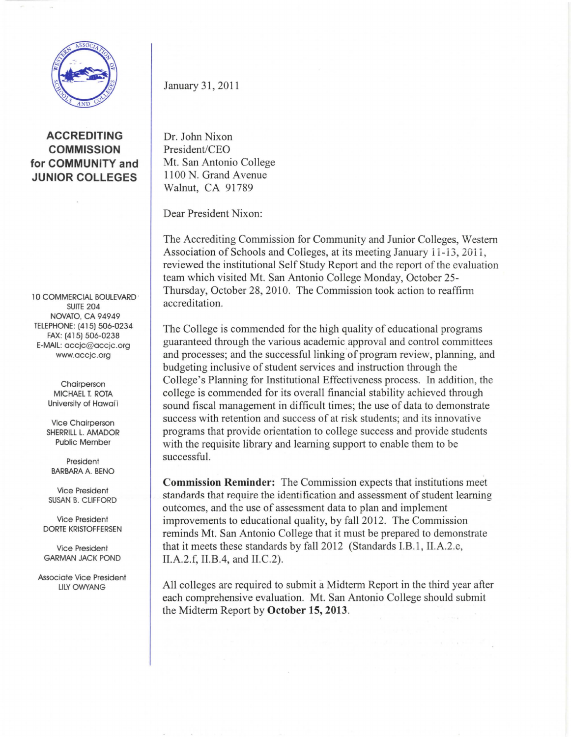**ACCREDITING COMMISSION for COMMUNITY and JUNIOR COLLEGES**

10 COMMERCIAL BOULEVARD
SUITE 204
NOVATO, CA 94949
TELEPHONE: (415) 506-0234
FAX: (415) 506-0238
E-MAIL: accjc@accjc.org
www.accjc.org

Chairperson
MICHAEL T. ROTA
University of Hawai'i

Vice Chairperson
SHERRILL L. AMADOR
Public Member

President
BARBARA A. BENO

Vice President
SUSAN B. CLIFFORD

Vice President
DORTE KRISTOFFERSEN

Vice President
GARMAN JACK POND

Associate Vice President
LILY OWYANG

January 31, 2011

Dr. John Nixon
President/CEO
Mt. San Antonio College
1100 N. Grand Avenue
Walnut, CA 91789

Dear President Nixon:

The Accrediting Commission for Community and Junior Colleges, Western Association of Schools and Colleges, at its meeting January 11-13, 2011, reviewed the institutional Self Study Report and the report of the evaluation team which visited Mt. San Antonio College Monday, October 25-Thursday, October 28, 2010. The Commission took action to reaffirm accreditation.

The College is commended for the high quality of educational programs guaranteed through the various academic approval and control committees and processes; and the successful linking of program review, planning, and budgeting inclusive of student services and instruction through the College's Planning for Institutional Effectiveness process. In addition, the college is commended for its overall financial stability achieved through sound fiscal management in difficult times; the use of data to demonstrate success with retention and success of at risk students; and its innovative programs that provide orientation to college success and provide students with the requisite library and learning support to enable them to be successful.

**Commission Reminder:** The Commission expects that institutions meet standards that require the identification and assessment of student learning outcomes, and the use of assessment data to plan and implement improvements to educational quality, by fall 2012. The Commission reminds Mt. San Antonio College that it must be prepared to demonstrate that it meets these standards by fall 2012 (Standards I.B.1, II.A.2.e, II.A.2.f, II.B.4, and II.C.2).

All colleges are required to submit a Midterm Report in the third year after each comprehensive evaluation. Mt. San Antonio College should submit the Midterm Report by **October 15, 2013**.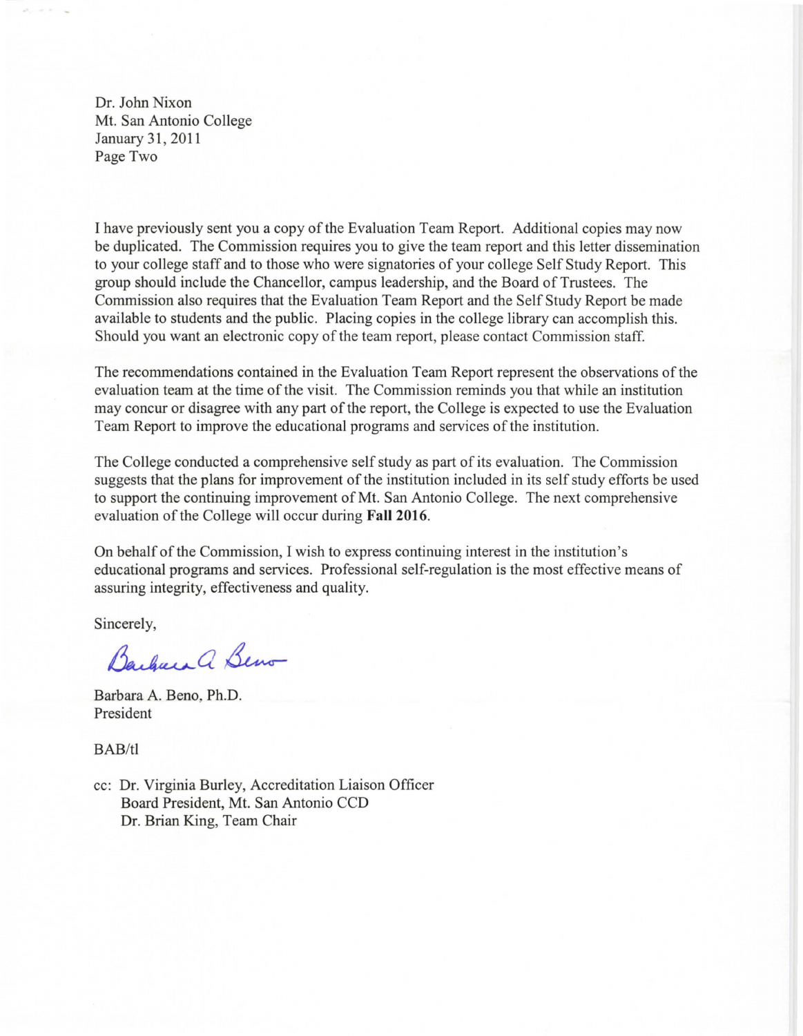Dr. John Nixon
Mt. San Antonio College
January 31, 2011
Page Two

I have previously sent you a copy of the Evaluation Team Report. Additional copies may now be duplicated. The Commission requires you to give the team report and this letter dissemination to your college staff and to those who were signatories of your college Self Study Report. This group should include the Chancellor, campus leadership, and the Board of Trustees. The Commission also requires that the Evaluation Team Report and the Self Study Report be made available to students and the public. Placing copies in the college library can accomplish this. Should you want an electronic copy of the team report, please contact Commission staff.

The recommendations contained in the Evaluation Team Report represent the observations of the evaluation team at the time of the visit. The Commission reminds you that while an institution may concur or disagree with any part of the report, the College is expected to use the Evaluation Team Report to improve the educational programs and services of the institution.

The College conducted a comprehensive self study as part of its evaluation. The Commission suggests that the plans for improvement of the institution included in its self study efforts be used to support the continuing improvement of Mt. San Antonio College. The next comprehensive evaluation of the College will occur during **Fall 2016**.

On behalf of the Commission, I wish to express continuing interest in the institution's educational programs and services. Professional self-regulation is the most effective means of assuring integrity, effectiveness and quality.

Sincerely,

Barbara A. Beno

Barbara A. Beno, Ph.D.
President

BAB/tl

cc: Dr. Virginia Burley, Accreditation Liaison Officer
Board President, Mt. San Antonio CCD
Dr. Brian King, Team Chair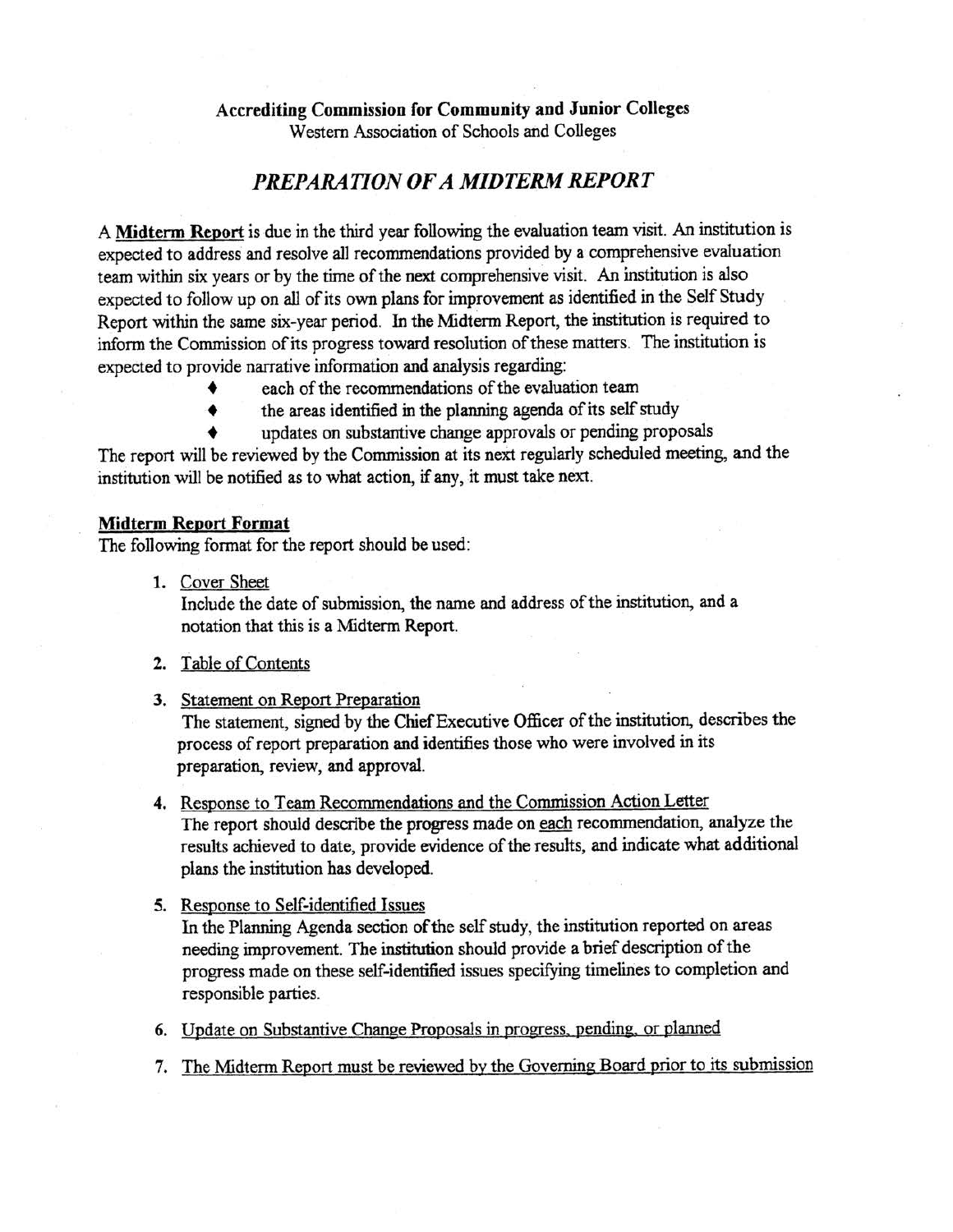Accrediting Commission for Community and Junior Colleges

Western Association of Schools and Colleges

# *PREPARATION OF A MIDTERM REPORT*

A **Midterm Report** is due in the third year following the evaluation team visit. An institution is expected to address and resolve all recommendations provided by a comprehensive evaluation team within six years or by the time of the next comprehensive visit. An institution is also expected to follow up on all of its own plans for improvement as identified in the Self Study Report within the same six-year period. In the Midterm Report, the institution is required to inform the Commission of its progress toward resolution of these matters. The institution is expected to provide narrative information and analysis regarding:

- each of the recommendations of the evaluation team
- the areas identified in the planning agenda of its self study
- updates on substantive change approvals or pending proposals

The report will be reviewed by the Commission at its next regularly scheduled meeting, and the institution will be notified as to what action, if any, it must take next.

**Midterm Report Format**

The following format for the report should be used:

1. Cover Sheet

   Include the date of submission, the name and address of the institution, and a notation that this is a Midterm Report.

2. Table of Contents

3. Statement on Report Preparation

   The statement, signed by the Chief Executive Officer of the institution, describes the process of report preparation and identifies those who were involved in its preparation, review, and approval.

4. Response to Team Recommendations and the Commission Action Letter

   The report should describe the progress made on each recommendation, analyze the results achieved to date, provide evidence of the results, and indicate what additional plans the institution has developed.

5. Response to Self-identified Issues

   In the Planning Agenda section of the self study, the institution reported on areas needing improvement. The institution should provide a brief description of the progress made on these self-identified issues specifying timelines to completion and responsible parties.

6. Update on Substantive Change Proposals in progress, pending, or planned

7. The Midterm Report must be reviewed by the Governing Board prior to its submission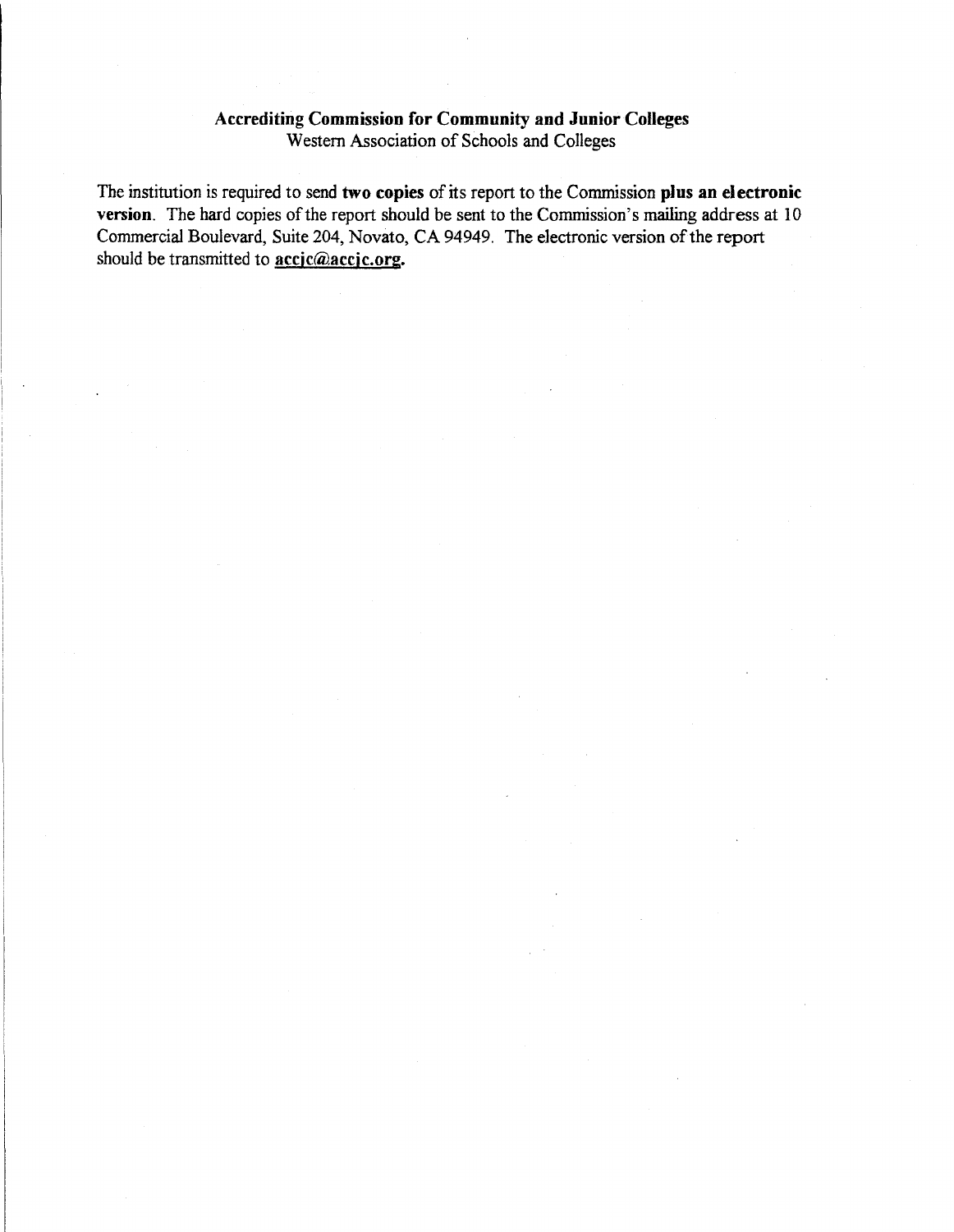**Accrediting Commission for Community and Junior Colleges**
Western Association of Schools and Colleges

The institution is required to send **two copies** of its report to the Commission **plus an electronic version**. The hard copies of the report should be sent to the Commission's mailing address at 10 Commercial Boulevard, Suite 204, Novato, CA 94949. The electronic version of the report should be transmitted to **accjc@accjc.org.**